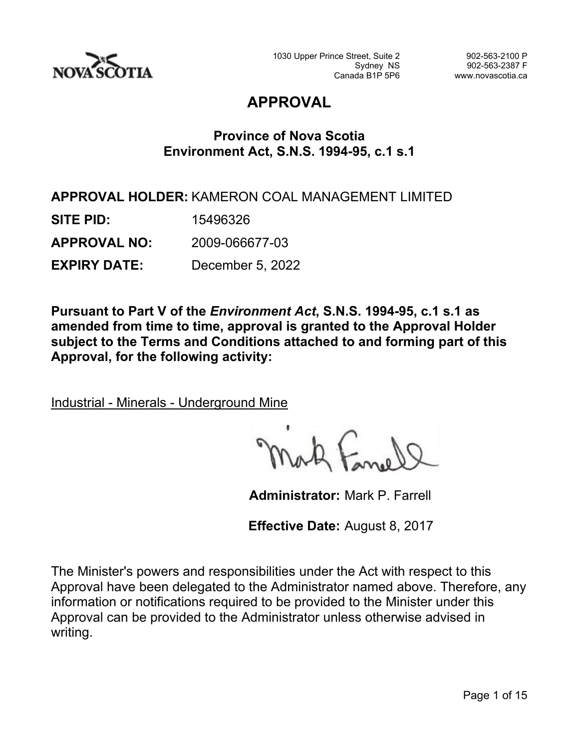1030 Upper Prince Street, Suite 2
Sydney NS
Canada B1P 5P6

902-563-2100 P
902-563-2387 F
www.novascotia.ca

# APPROVAL

## Province of Nova Scotia
## Environment Act, S.N.S. 1994-95, c.1 s.1

**APPROVAL HOLDER:** KAMERON COAL MANAGEMENT LIMITED

**SITE PID:** 15496326

**APPROVAL NO:** 2009-066677-03

**EXPIRY DATE:** December 5, 2022

**Pursuant to Part V of the *Environment Act*, S.N.S. 1994-95, c.1 s.1 as amended from time to time, approval is granted to the Approval Holder subject to the Terms and Conditions attached to and forming part of this Approval, for the following activity:**

Industrial - Minerals - Underground Mine

**Administrator:** Mark P. Farrell

**Effective Date:** August 8, 2017

The Minister's powers and responsibilities under the Act with respect to this Approval have been delegated to the Administrator named above. Therefore, any information or notifications required to be provided to the Minister under this Approval can be provided to the Administrator unless otherwise advised in writing.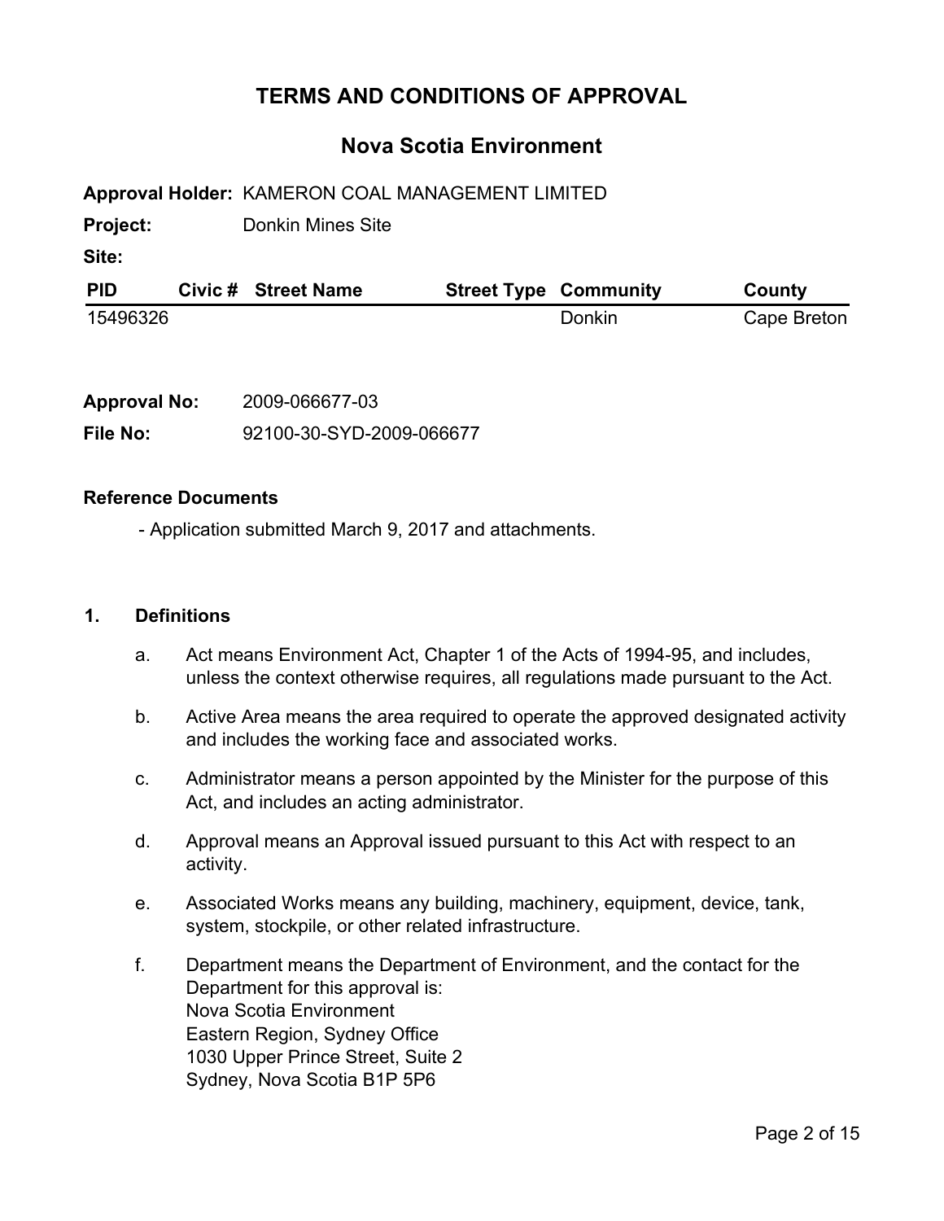# TERMS AND CONDITIONS OF APPROVAL

## Nova Scotia Environment

**Approval Holder:** KAMERON COAL MANAGEMENT LIMITED

**Project:** Donkin Mines Site

**Site:**

| PID | Civic # | Street Name | Street Type | Community | County |
|---|---|---|---|---|---|
| 15496326 | | | | Donkin | Cape Breton |

**Approval No:** 2009-066677-03

**File No:** 92100-30-SYD-2009-066677

**Reference Documents**

- Application submitted March 9, 2017 and attachments.

**1. Definitions**

a. Act means Environment Act, Chapter 1 of the Acts of 1994-95, and includes, unless the context otherwise requires, all regulations made pursuant to the Act.

b. Active Area means the area required to operate the approved designated activity and includes the working face and associated works.

c. Administrator means a person appointed by the Minister for the purpose of this Act, and includes an acting administrator.

d. Approval means an Approval issued pursuant to this Act with respect to an activity.

e. Associated Works means any building, machinery, equipment, device, tank, system, stockpile, or other related infrastructure.

f. Department means the Department of Environment, and the contact for the Department for this approval is:
Nova Scotia Environment
Eastern Region, Sydney Office
1030 Upper Prince Street, Suite 2
Sydney, Nova Scotia B1P 5P6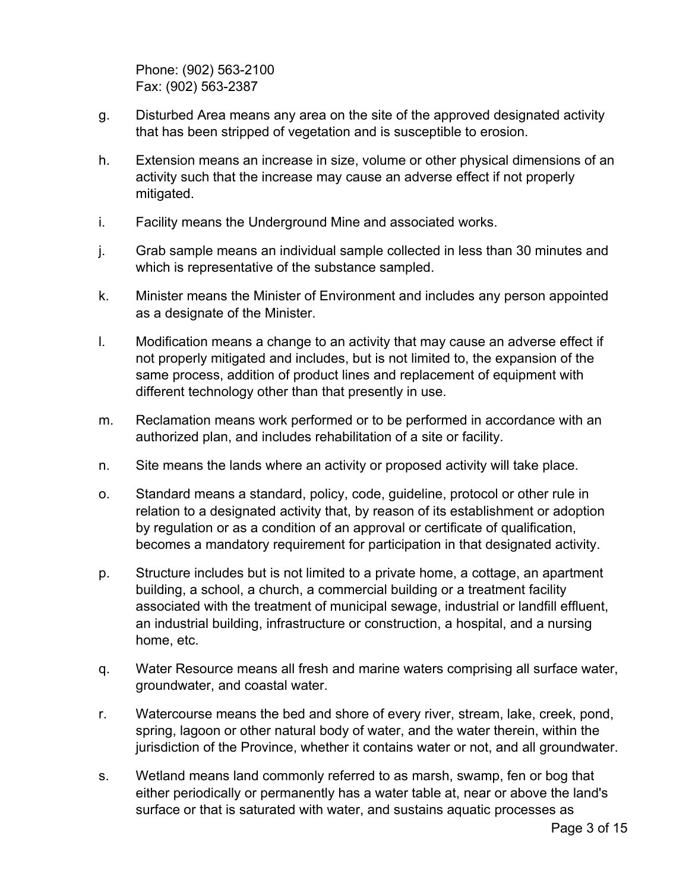Phone: (902) 563-2100
Fax: (902) 563-2387

g. Disturbed Area means any area on the site of the approved designated activity that has been stripped of vegetation and is susceptible to erosion.

h. Extension means an increase in size, volume or other physical dimensions of an activity such that the increase may cause an adverse effect if not properly mitigated.

i. Facility means the Underground Mine and associated works.

j. Grab sample means an individual sample collected in less than 30 minutes and which is representative of the substance sampled.

k. Minister means the Minister of Environment and includes any person appointed as a designate of the Minister.

l. Modification means a change to an activity that may cause an adverse effect if not properly mitigated and includes, but is not limited to, the expansion of the same process, addition of product lines and replacement of equipment with different technology other than that presently in use.

m. Reclamation means work performed or to be performed in accordance with an authorized plan, and includes rehabilitation of a site or facility.

n. Site means the lands where an activity or proposed activity will take place.

o. Standard means a standard, policy, code, guideline, protocol or other rule in relation to a designated activity that, by reason of its establishment or adoption by regulation or as a condition of an approval or certificate of qualification, becomes a mandatory requirement for participation in that designated activity.

p. Structure includes but is not limited to a private home, a cottage, an apartment building, a school, a church, a commercial building or a treatment facility associated with the treatment of municipal sewage, industrial or landfill effluent, an industrial building, infrastructure or construction, a hospital, and a nursing home, etc.

q. Water Resource means all fresh and marine waters comprising all surface water, groundwater, and coastal water.

r. Watercourse means the bed and shore of every river, stream, lake, creek, pond, spring, lagoon or other natural body of water, and the water therein, within the jurisdiction of the Province, whether it contains water or not, and all groundwater.

s. Wetland means land commonly referred to as marsh, swamp, fen or bog that either periodically or permanently has a water table at, near or above the land's surface or that is saturated with water, and sustains aquatic processes as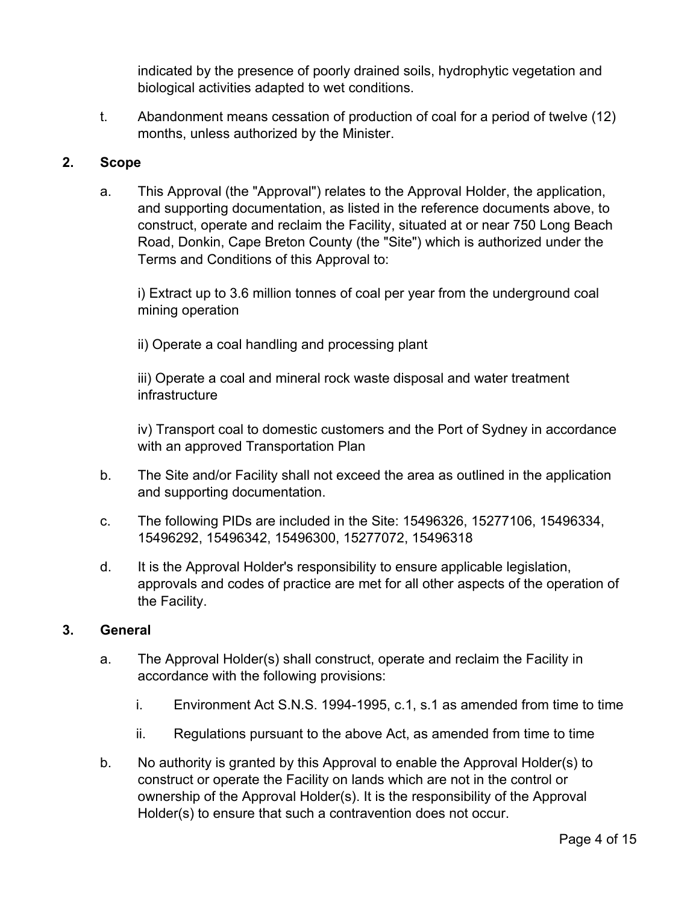indicated by the presence of poorly drained soils, hydrophytic vegetation and biological activities adapted to wet conditions.

t. Abandonment means cessation of production of coal for a period of twelve (12) months, unless authorized by the Minister.

## 2. Scope

a. This Approval (the "Approval") relates to the Approval Holder, the application, and supporting documentation, as listed in the reference documents above, to construct, operate and reclaim the Facility, situated at or near 750 Long Beach Road, Donkin, Cape Breton County (the "Site") which is authorized under the Terms and Conditions of this Approval to:

   i) Extract up to 3.6 million tonnes of coal per year from the underground coal mining operation

   ii) Operate a coal handling and processing plant

   iii) Operate a coal and mineral rock waste disposal and water treatment infrastructure

   iv) Transport coal to domestic customers and the Port of Sydney in accordance with an approved Transportation Plan

b. The Site and/or Facility shall not exceed the area as outlined in the application and supporting documentation.

c. The following PIDs are included in the Site: 15496326, 15277106, 15496334, 15496292, 15496342, 15496300, 15277072, 15496318

d. It is the Approval Holder's responsibility to ensure applicable legislation, approvals and codes of practice are met for all other aspects of the operation of the Facility.

## 3. General

a. The Approval Holder(s) shall construct, operate and reclaim the Facility in accordance with the following provisions:

   i. Environment Act S.N.S. 1994-1995, c.1, s.1 as amended from time to time

   ii. Regulations pursuant to the above Act, as amended from time to time

b. No authority is granted by this Approval to enable the Approval Holder(s) to construct or operate the Facility on lands which are not in the control or ownership of the Approval Holder(s). It is the responsibility of the Approval Holder(s) to ensure that such a contravention does not occur.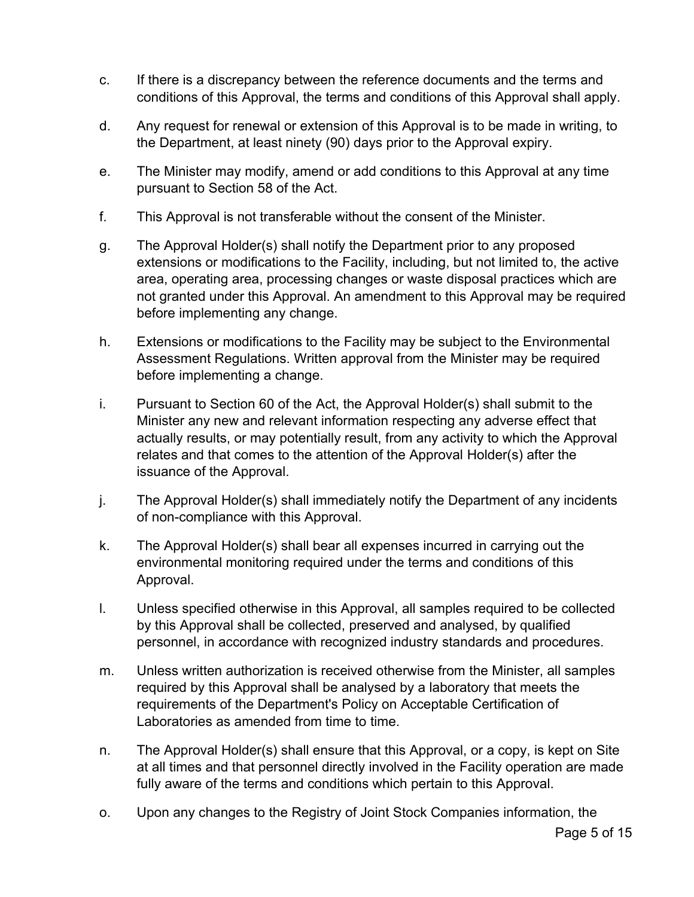c. If there is a discrepancy between the reference documents and the terms and conditions of this Approval, the terms and conditions of this Approval shall apply.

d. Any request for renewal or extension of this Approval is to be made in writing, to the Department, at least ninety (90) days prior to the Approval expiry.

e. The Minister may modify, amend or add conditions to this Approval at any time pursuant to Section 58 of the Act.

f. This Approval is not transferable without the consent of the Minister.

g. The Approval Holder(s) shall notify the Department prior to any proposed extensions or modifications to the Facility, including, but not limited to, the active area, operating area, processing changes or waste disposal practices which are not granted under this Approval. An amendment to this Approval may be required before implementing any change.

h. Extensions or modifications to the Facility may be subject to the Environmental Assessment Regulations. Written approval from the Minister may be required before implementing a change.

i. Pursuant to Section 60 of the Act, the Approval Holder(s) shall submit to the Minister any new and relevant information respecting any adverse effect that actually results, or may potentially result, from any activity to which the Approval relates and that comes to the attention of the Approval Holder(s) after the issuance of the Approval.

j. The Approval Holder(s) shall immediately notify the Department of any incidents of non-compliance with this Approval.

k. The Approval Holder(s) shall bear all expenses incurred in carrying out the environmental monitoring required under the terms and conditions of this Approval.

l. Unless specified otherwise in this Approval, all samples required to be collected by this Approval shall be collected, preserved and analysed, by qualified personnel, in accordance with recognized industry standards and procedures.

m. Unless written authorization is received otherwise from the Minister, all samples required by this Approval shall be analysed by a laboratory that meets the requirements of the Department's Policy on Acceptable Certification of Laboratories as amended from time to time.

n. The Approval Holder(s) shall ensure that this Approval, or a copy, is kept on Site at all times and that personnel directly involved in the Facility operation are made fully aware of the terms and conditions which pertain to this Approval.

o. Upon any changes to the Registry of Joint Stock Companies information, the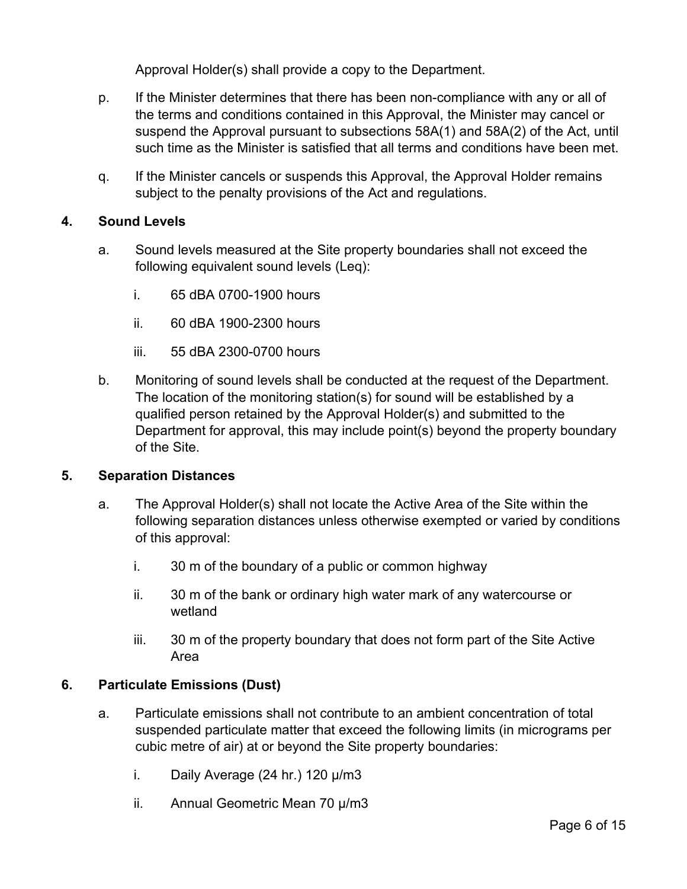Approval Holder(s) shall provide a copy to the Department.

p. If the Minister determines that there has been non-compliance with any or all of the terms and conditions contained in this Approval, the Minister may cancel or suspend the Approval pursuant to subsections 58A(1) and 58A(2) of the Act, until such time as the Minister is satisfied that all terms and conditions have been met.

q. If the Minister cancels or suspends this Approval, the Approval Holder remains subject to the penalty provisions of the Act and regulations.

## 4. Sound Levels

a. Sound levels measured at the Site property boundaries shall not exceed the following equivalent sound levels (Leq):

   i. 65 dBA 0700-1900 hours

   ii. 60 dBA 1900-2300 hours

   iii. 55 dBA 2300-0700 hours

b. Monitoring of sound levels shall be conducted at the request of the Department. The location of the monitoring station(s) for sound will be established by a qualified person retained by the Approval Holder(s) and submitted to the Department for approval, this may include point(s) beyond the property boundary of the Site.

## 5. Separation Distances

a. The Approval Holder(s) shall not locate the Active Area of the Site within the following separation distances unless otherwise exempted or varied by conditions of this approval:

   i. 30 m of the boundary of a public or common highway

   ii. 30 m of the bank or ordinary high water mark of any watercourse or wetland

   iii. 30 m of the property boundary that does not form part of the Site Active Area

## 6. Particulate Emissions (Dust)

a. Particulate emissions shall not contribute to an ambient concentration of total suspended particulate matter that exceed the following limits (in micrograms per cubic metre of air) at or beyond the Site property boundaries:

   i. Daily Average (24 hr.) 120 µ/m3

   ii. Annual Geometric Mean 70 µ/m3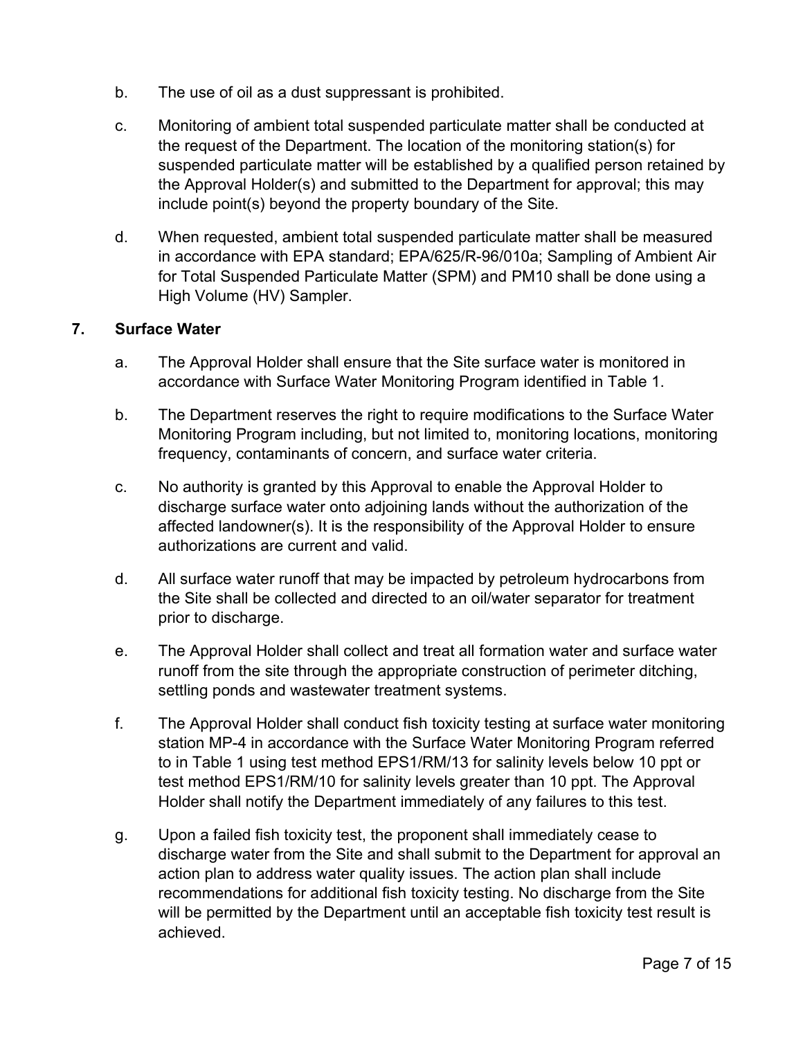b. The use of oil as a dust suppressant is prohibited.

c. Monitoring of ambient total suspended particulate matter shall be conducted at the request of the Department. The location of the monitoring station(s) for suspended particulate matter will be established by a qualified person retained by the Approval Holder(s) and submitted to the Department for approval; this may include point(s) beyond the property boundary of the Site.

d. When requested, ambient total suspended particulate matter shall be measured in accordance with EPA standard; EPA/625/R-96/010a; Sampling of Ambient Air for Total Suspended Particulate Matter (SPM) and PM10 shall be done using a High Volume (HV) Sampler.

## 7. Surface Water

a. The Approval Holder shall ensure that the Site surface water is monitored in accordance with Surface Water Monitoring Program identified in Table 1.

b. The Department reserves the right to require modifications to the Surface Water Monitoring Program including, but not limited to, monitoring locations, monitoring frequency, contaminants of concern, and surface water criteria.

c. No authority is granted by this Approval to enable the Approval Holder to discharge surface water onto adjoining lands without the authorization of the affected landowner(s). It is the responsibility of the Approval Holder to ensure authorizations are current and valid.

d. All surface water runoff that may be impacted by petroleum hydrocarbons from the Site shall be collected and directed to an oil/water separator for treatment prior to discharge.

e. The Approval Holder shall collect and treat all formation water and surface water runoff from the site through the appropriate construction of perimeter ditching, settling ponds and wastewater treatment systems.

f. The Approval Holder shall conduct fish toxicity testing at surface water monitoring station MP-4 in accordance with the Surface Water Monitoring Program referred to in Table 1 using test method EPS1/RM/13 for salinity levels below 10 ppt or test method EPS1/RM/10 for salinity levels greater than 10 ppt. The Approval Holder shall notify the Department immediately of any failures to this test.

g. Upon a failed fish toxicity test, the proponent shall immediately cease to discharge water from the Site and shall submit to the Department for approval an action plan to address water quality issues. The action plan shall include recommendations for additional fish toxicity testing. No discharge from the Site will be permitted by the Department until an acceptable fish toxicity test result is achieved.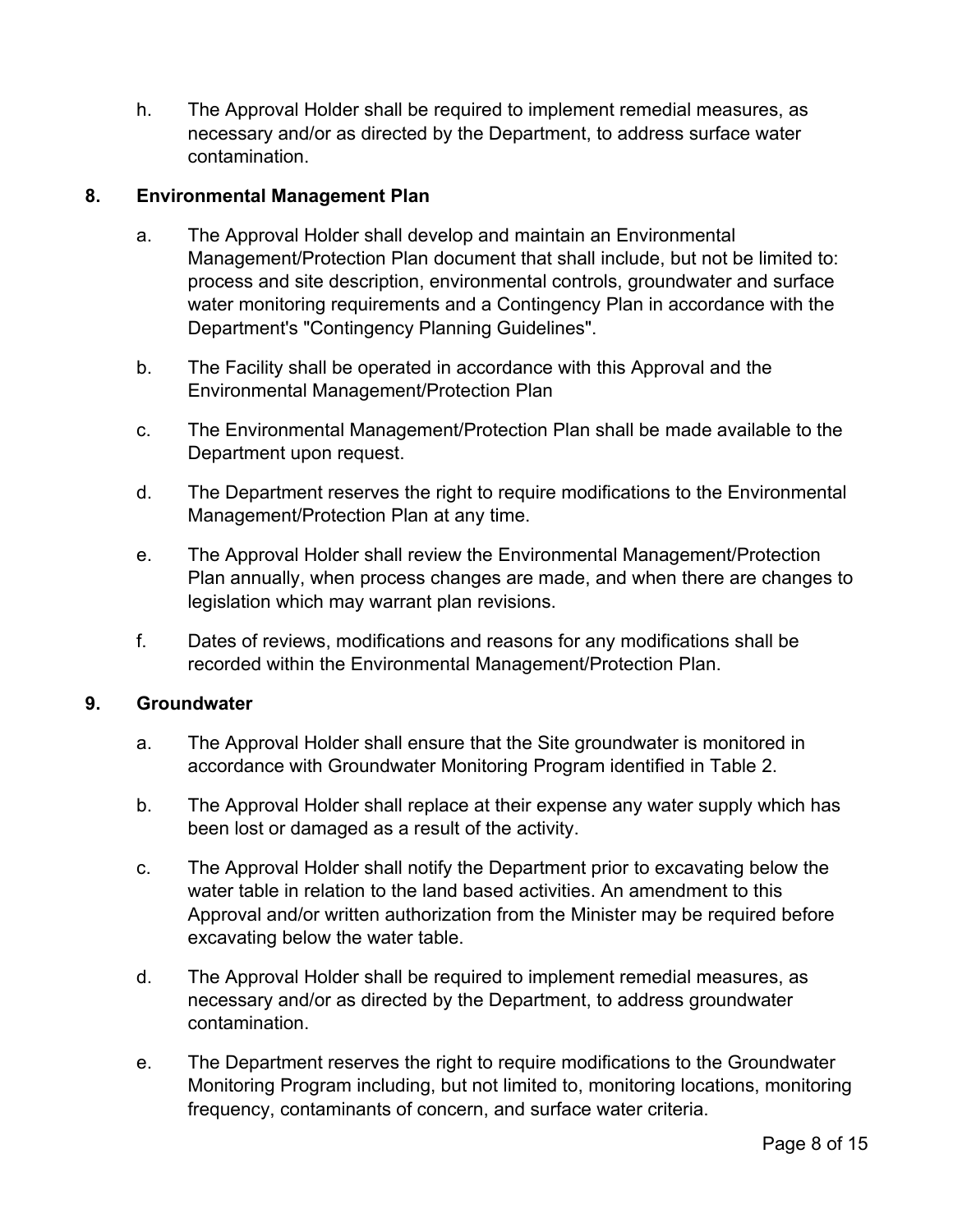h. The Approval Holder shall be required to implement remedial measures, as necessary and/or as directed by the Department, to address surface water contamination.

## 8. Environmental Management Plan

a. The Approval Holder shall develop and maintain an Environmental Management/Protection Plan document that shall include, but not be limited to: process and site description, environmental controls, groundwater and surface water monitoring requirements and a Contingency Plan in accordance with the Department's "Contingency Planning Guidelines".

b. The Facility shall be operated in accordance with this Approval and the Environmental Management/Protection Plan

c. The Environmental Management/Protection Plan shall be made available to the Department upon request.

d. The Department reserves the right to require modifications to the Environmental Management/Protection Plan at any time.

e. The Approval Holder shall review the Environmental Management/Protection Plan annually, when process changes are made, and when there are changes to legislation which may warrant plan revisions.

f. Dates of reviews, modifications and reasons for any modifications shall be recorded within the Environmental Management/Protection Plan.

## 9. Groundwater

a. The Approval Holder shall ensure that the Site groundwater is monitored in accordance with Groundwater Monitoring Program identified in Table 2.

b. The Approval Holder shall replace at their expense any water supply which has been lost or damaged as a result of the activity.

c. The Approval Holder shall notify the Department prior to excavating below the water table in relation to the land based activities. An amendment to this Approval and/or written authorization from the Minister may be required before excavating below the water table.

d. The Approval Holder shall be required to implement remedial measures, as necessary and/or as directed by the Department, to address groundwater contamination.

e. The Department reserves the right to require modifications to the Groundwater Monitoring Program including, but not limited to, monitoring locations, monitoring frequency, contaminants of concern, and surface water criteria.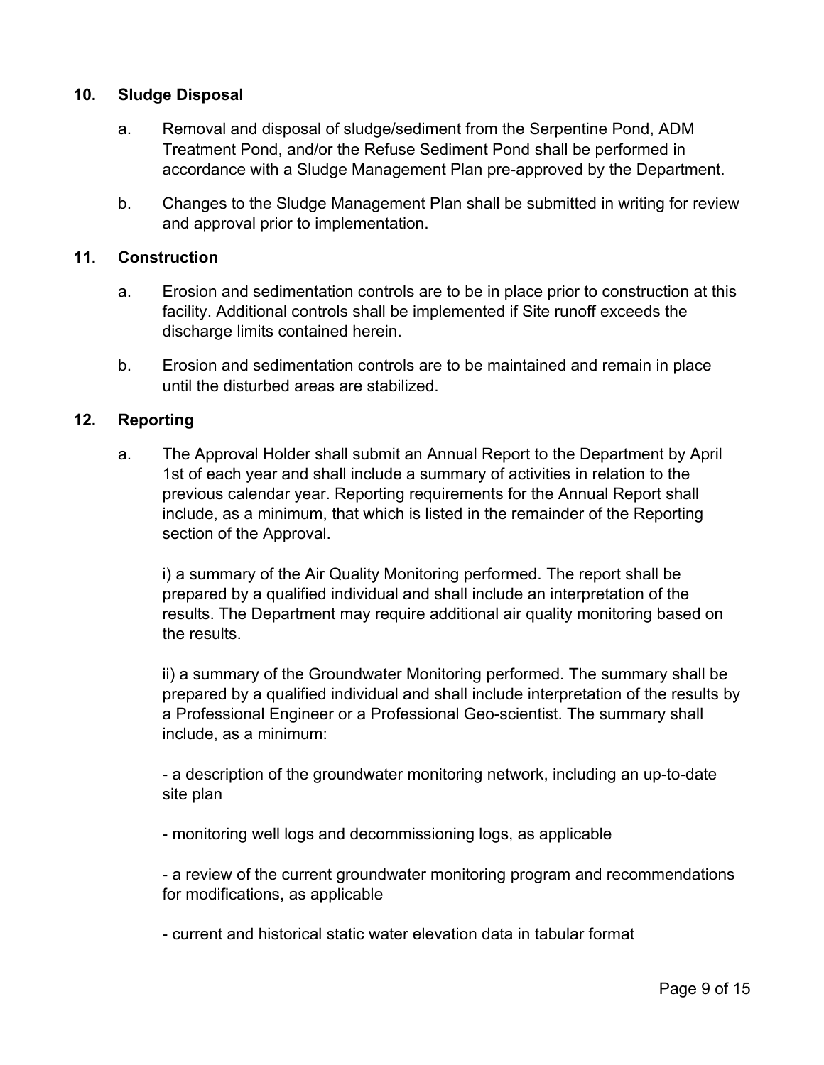## 10. Sludge Disposal

a. Removal and disposal of sludge/sediment from the Serpentine Pond, ADM Treatment Pond, and/or the Refuse Sediment Pond shall be performed in accordance with a Sludge Management Plan pre-approved by the Department.

b. Changes to the Sludge Management Plan shall be submitted in writing for review and approval prior to implementation.

## 11. Construction

a. Erosion and sedimentation controls are to be in place prior to construction at this facility. Additional controls shall be implemented if Site runoff exceeds the discharge limits contained herein.

b. Erosion and sedimentation controls are to be maintained and remain in place until the disturbed areas are stabilized.

## 12. Reporting

a. The Approval Holder shall submit an Annual Report to the Department by April 1st of each year and shall include a summary of activities in relation to the previous calendar year. Reporting requirements for the Annual Report shall include, as a minimum, that which is listed in the remainder of the Reporting section of the Approval.

i) a summary of the Air Quality Monitoring performed. The report shall be prepared by a qualified individual and shall include an interpretation of the results. The Department may require additional air quality monitoring based on the results.

ii) a summary of the Groundwater Monitoring performed. The summary shall be prepared by a qualified individual and shall include interpretation of the results by a Professional Engineer or a Professional Geo-scientist. The summary shall include, as a minimum:

- a description of the groundwater monitoring network, including an up-to-date site plan

- monitoring well logs and decommissioning logs, as applicable

- a review of the current groundwater monitoring program and recommendations for modifications, as applicable

- current and historical static water elevation data in tabular format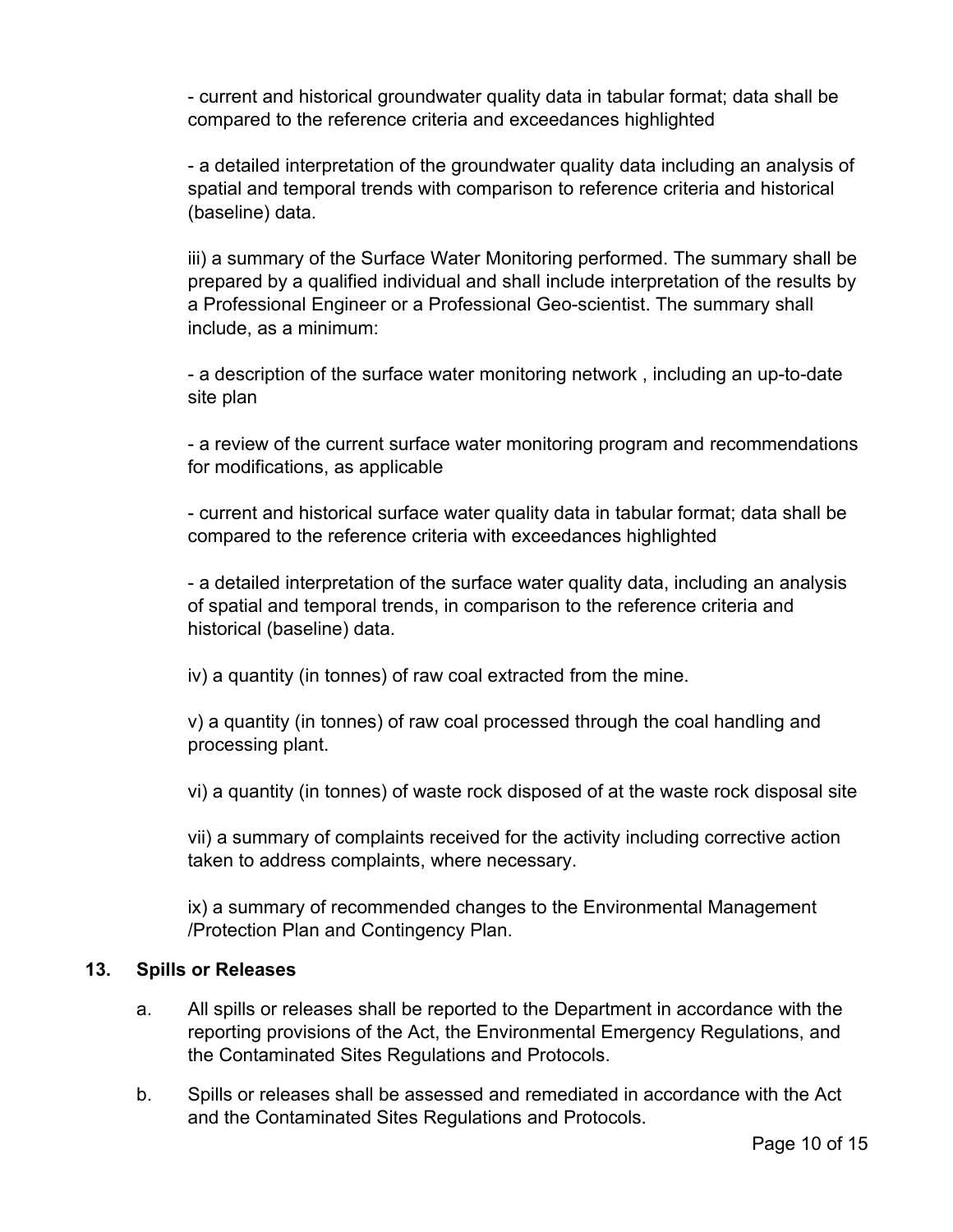- current and historical groundwater quality data in tabular format; data shall be compared to the reference criteria and exceedances highlighted

- a detailed interpretation of the groundwater quality data including an analysis of spatial and temporal trends with comparison to reference criteria and historical (baseline) data.

iii) a summary of the Surface Water Monitoring performed. The summary shall be prepared by a qualified individual and shall include interpretation of the results by a Professional Engineer or a Professional Geo-scientist. The summary shall include, as a minimum:

- a description of the surface water monitoring network , including an up-to-date site plan

- a review of the current surface water monitoring program and recommendations for modifications, as applicable

- current and historical surface water quality data in tabular format; data shall be compared to the reference criteria with exceedances highlighted

- a detailed interpretation of the surface water quality data, including an analysis of spatial and temporal trends, in comparison to the reference criteria and historical (baseline) data.

iv) a quantity (in tonnes) of raw coal extracted from the mine.

v) a quantity (in tonnes) of raw coal processed through the coal handling and processing plant.

vi) a quantity (in tonnes) of waste rock disposed of at the waste rock disposal site

vii) a summary of complaints received for the activity including corrective action taken to address complaints, where necessary.

ix) a summary of recommended changes to the Environmental Management /Protection Plan and Contingency Plan.

## 13. Spills or Releases

a. All spills or releases shall be reported to the Department in accordance with the reporting provisions of the Act, the Environmental Emergency Regulations, and the Contaminated Sites Regulations and Protocols.

b. Spills or releases shall be assessed and remediated in accordance with the Act and the Contaminated Sites Regulations and Protocols.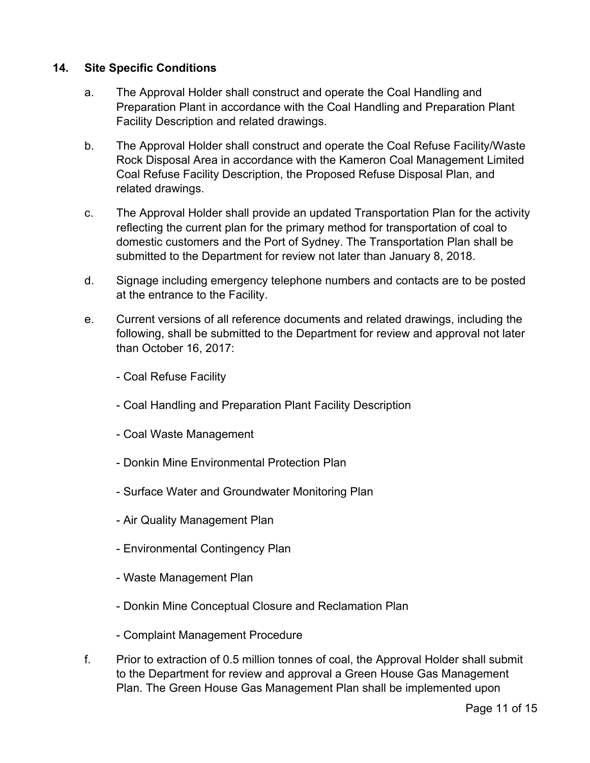**14. Site Specific Conditions**

a. The Approval Holder shall construct and operate the Coal Handling and Preparation Plant in accordance with the Coal Handling and Preparation Plant Facility Description and related drawings.

b. The Approval Holder shall construct and operate the Coal Refuse Facility/Waste Rock Disposal Area in accordance with the Kameron Coal Management Limited Coal Refuse Facility Description, the Proposed Refuse Disposal Plan, and related drawings.

c. The Approval Holder shall provide an updated Transportation Plan for the activity reflecting the current plan for the primary method for transportation of coal to domestic customers and the Port of Sydney. The Transportation Plan shall be submitted to the Department for review not later than January 8, 2018.

d. Signage including emergency telephone numbers and contacts are to be posted at the entrance to the Facility.

e. Current versions of all reference documents and related drawings, including the following, shall be submitted to the Department for review and approval not later than October 16, 2017:

- Coal Refuse Facility
- Coal Handling and Preparation Plant Facility Description
- Coal Waste Management
- Donkin Mine Environmental Protection Plan
- Surface Water and Groundwater Monitoring Plan
- Air Quality Management Plan
- Environmental Contingency Plan
- Waste Management Plan
- Donkin Mine Conceptual Closure and Reclamation Plan
- Complaint Management Procedure

f. Prior to extraction of 0.5 million tonnes of coal, the Approval Holder shall submit to the Department for review and approval a Green House Gas Management Plan. The Green House Gas Management Plan shall be implemented upon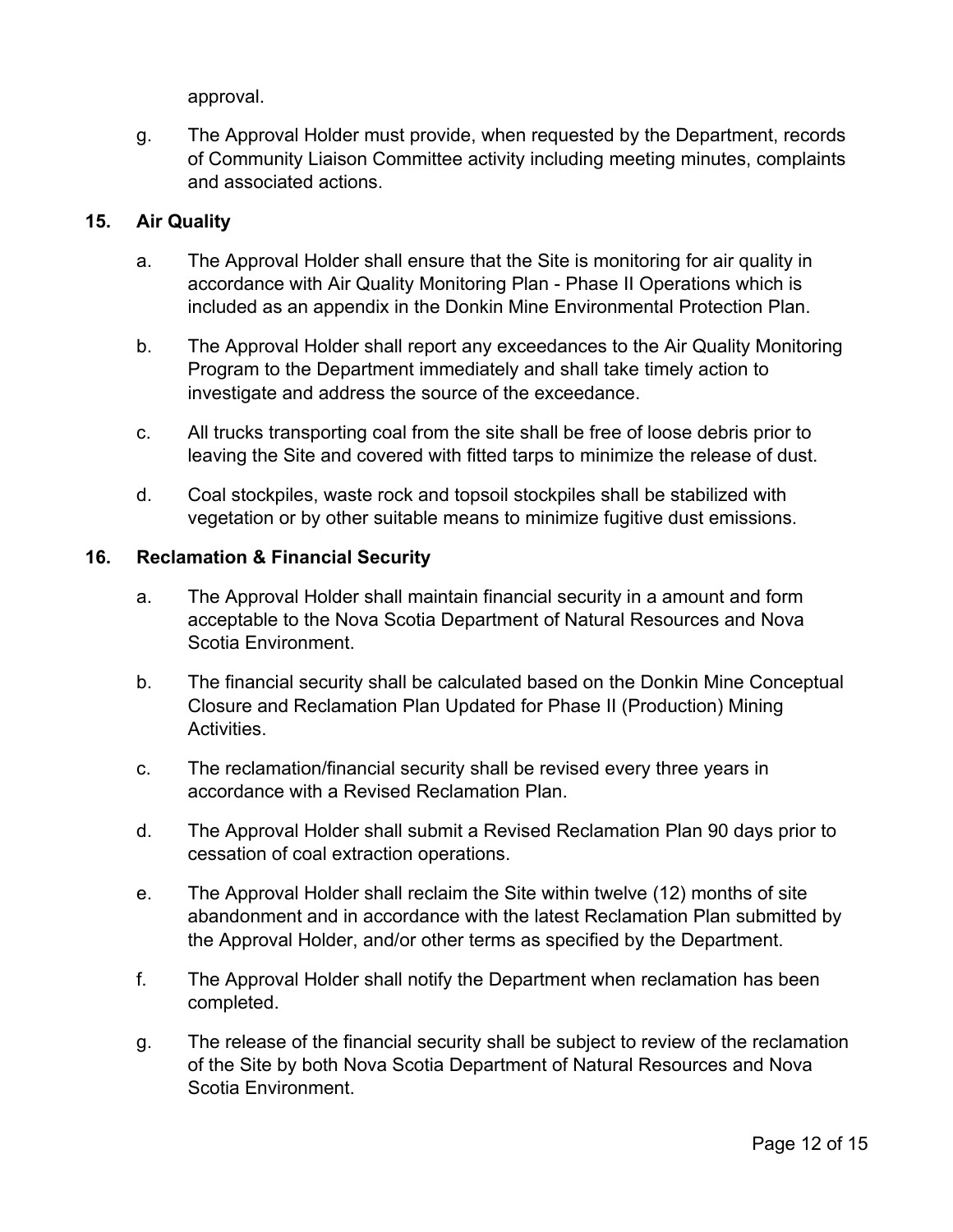approval.

g. The Approval Holder must provide, when requested by the Department, records of Community Liaison Committee activity including meeting minutes, complaints and associated actions.

**15. Air Quality**

a. The Approval Holder shall ensure that the Site is monitoring for air quality in accordance with Air Quality Monitoring Plan - Phase II Operations which is included as an appendix in the Donkin Mine Environmental Protection Plan.

b. The Approval Holder shall report any exceedances to the Air Quality Monitoring Program to the Department immediately and shall take timely action to investigate and address the source of the exceedance.

c. All trucks transporting coal from the site shall be free of loose debris prior to leaving the Site and covered with fitted tarps to minimize the release of dust.

d. Coal stockpiles, waste rock and topsoil stockpiles shall be stabilized with vegetation or by other suitable means to minimize fugitive dust emissions.

**16. Reclamation & Financial Security**

a. The Approval Holder shall maintain financial security in a amount and form acceptable to the Nova Scotia Department of Natural Resources and Nova Scotia Environment.

b. The financial security shall be calculated based on the Donkin Mine Conceptual Closure and Reclamation Plan Updated for Phase II (Production) Mining Activities.

c. The reclamation/financial security shall be revised every three years in accordance with a Revised Reclamation Plan.

d. The Approval Holder shall submit a Revised Reclamation Plan 90 days prior to cessation of coal extraction operations.

e. The Approval Holder shall reclaim the Site within twelve (12) months of site abandonment and in accordance with the latest Reclamation Plan submitted by the Approval Holder, and/or other terms as specified by the Department.

f. The Approval Holder shall notify the Department when reclamation has been completed.

g. The release of the financial security shall be subject to review of the reclamation of the Site by both Nova Scotia Department of Natural Resources and Nova Scotia Environment.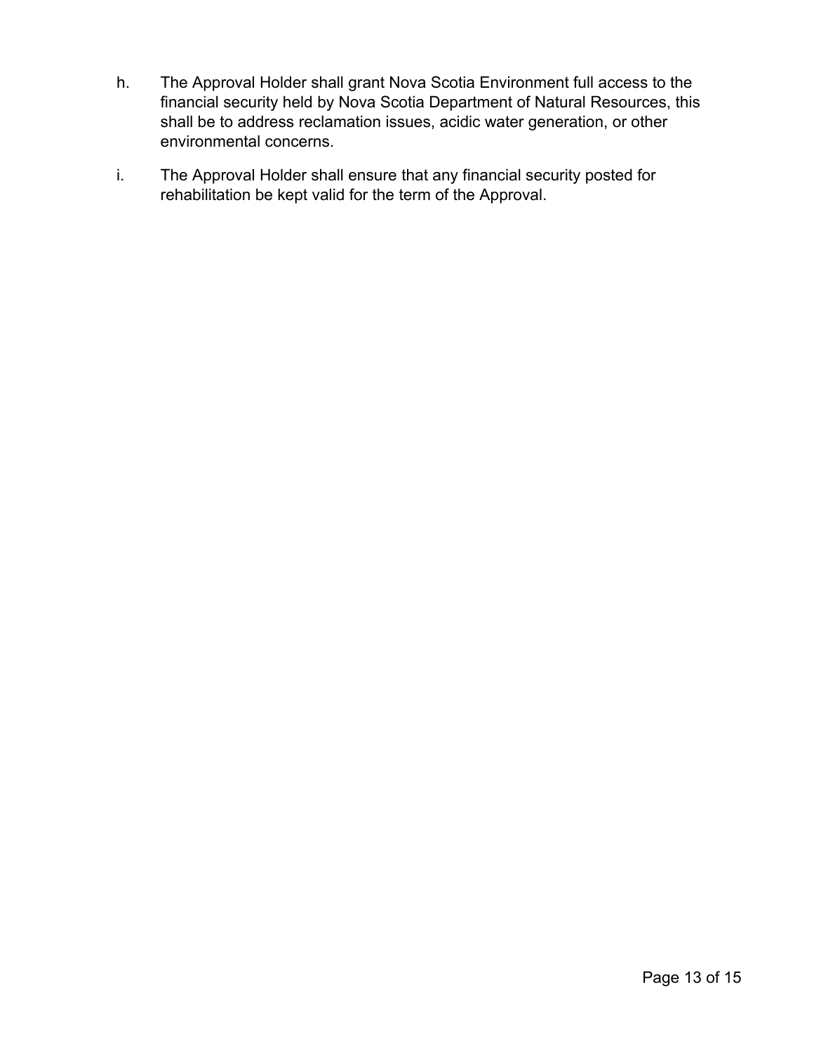h. The Approval Holder shall grant Nova Scotia Environment full access to the financial security held by Nova Scotia Department of Natural Resources, this shall be to address reclamation issues, acidic water generation, or other environmental concerns.

i. The Approval Holder shall ensure that any financial security posted for rehabilitation be kept valid for the term of the Approval.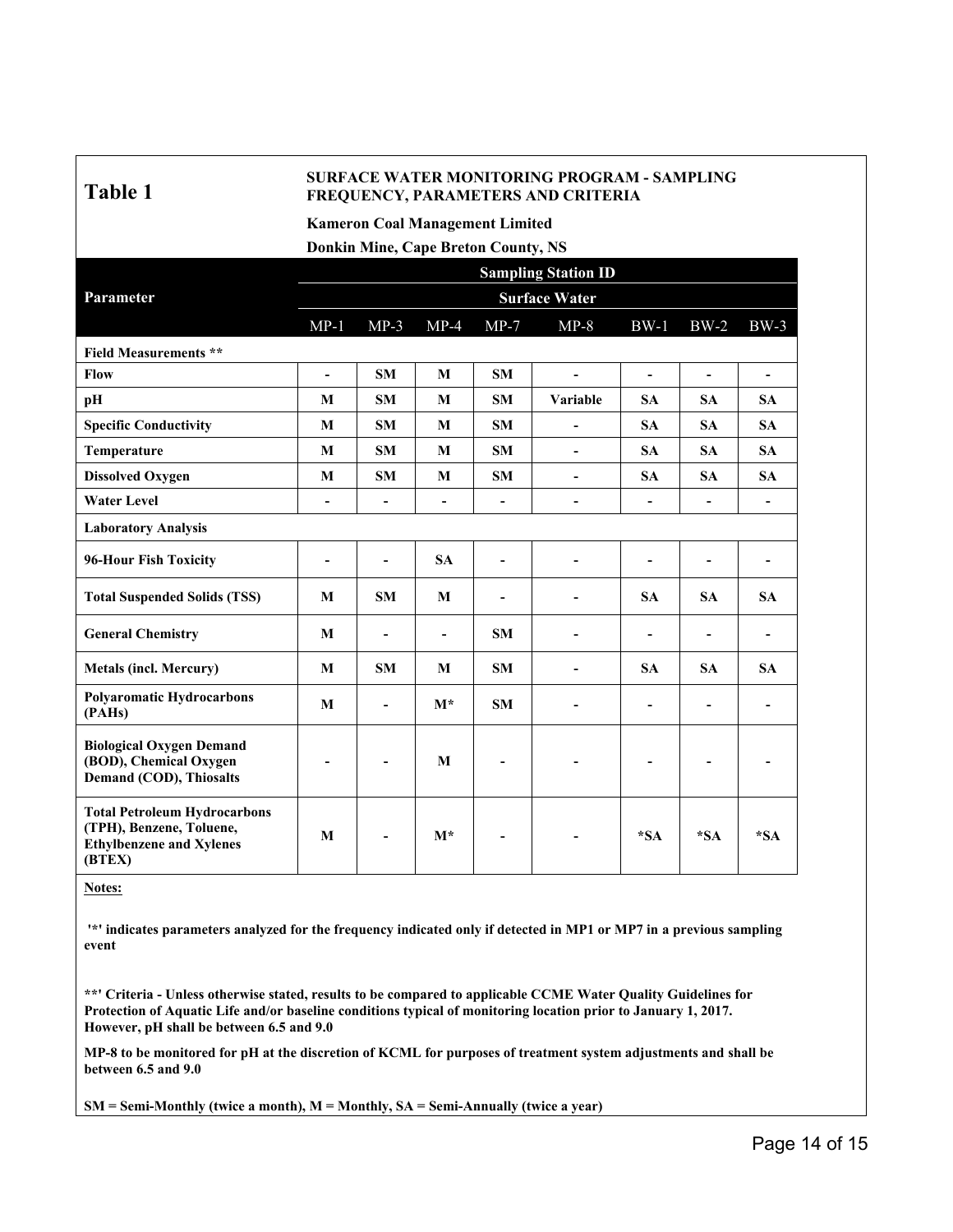# Table 1

**SURFACE WATER MONITORING PROGRAM - SAMPLING FREQUENCY, PARAMETERS AND CRITERIA**

**Kameron Coal Management Limited**

**Donkin Mine, Cape Breton County, NS**

| Parameter | Sampling Station ID | | | | | | | |
|---|---|---|---|---|---|---|---|---|
| | Surface Water | | | | | | | |
| | MP-1 | MP-3 | MP-4 | MP-7 | MP-8 | BW-1 | BW-2 | BW-3 |
| **Field Measurements \*\*** | | | | | | | | |
| **Flow** | - | **SM** | **M** | **SM** | - | - | - | - |
| **pH** | **M** | **SM** | **M** | **SM** | **Variable** | **SA** | **SA** | **SA** |
| **Specific Conductivity** | **M** | **SM** | **M** | **SM** | - | **SA** | **SA** | **SA** |
| **Temperature** | **M** | **SM** | **M** | **SM** | - | **SA** | **SA** | **SA** |
| **Dissolved Oxygen** | **M** | **SM** | **M** | **SM** | - | **SA** | **SA** | **SA** |
| **Water Level** | - | - | - | - | - | - | - | - |
| **Laboratory Analysis** | | | | | | | | |
| **96-Hour Fish Toxicity** | - | - | **SA** | - | - | - | - | - |
| **Total Suspended Solids (TSS)** | **M** | **SM** | **M** | - | - | **SA** | **SA** | **SA** |
| **General Chemistry** | **M** | - | - | **SM** | - | - | - | - |
| **Metals (incl. Mercury)** | **M** | **SM** | **M** | **SM** | - | **SA** | **SA** | **SA** |
| **Polyaromatic Hydrocarbons (PAHs)** | **M** | - | **M\*** | **SM** | - | - | - | - |
| **Biological Oxygen Demand (BOD), Chemical Oxygen Demand (COD), Thiosalts** | - | - | **M** | - | - | - | - | - |
| **Total Petroleum Hydrocarbons (TPH), Benzene, Toluene, Ethylbenzene and Xylenes (BTEX)** | **M** | - | **M\*** | - | - | **\*SA** | **\*SA** | **\*SA** |

**Notes:**

**'\*' indicates parameters analyzed for the frequency indicated only if detected in MP1 or MP7 in a previous sampling event**

**\*\*' Criteria - Unless otherwise stated, results to be compared to applicable CCME Water Quality Guidelines for Protection of Aquatic Life and/or baseline conditions typical of monitoring location prior to January 1, 2017. However, pH shall be between 6.5 and 9.0**

**MP-8 to be monitored for pH at the discretion of KCML for purposes of treatment system adjustments and shall be between 6.5 and 9.0**

**SM = Semi-Monthly (twice a month), M = Monthly, SA = Semi-Annually (twice a year)**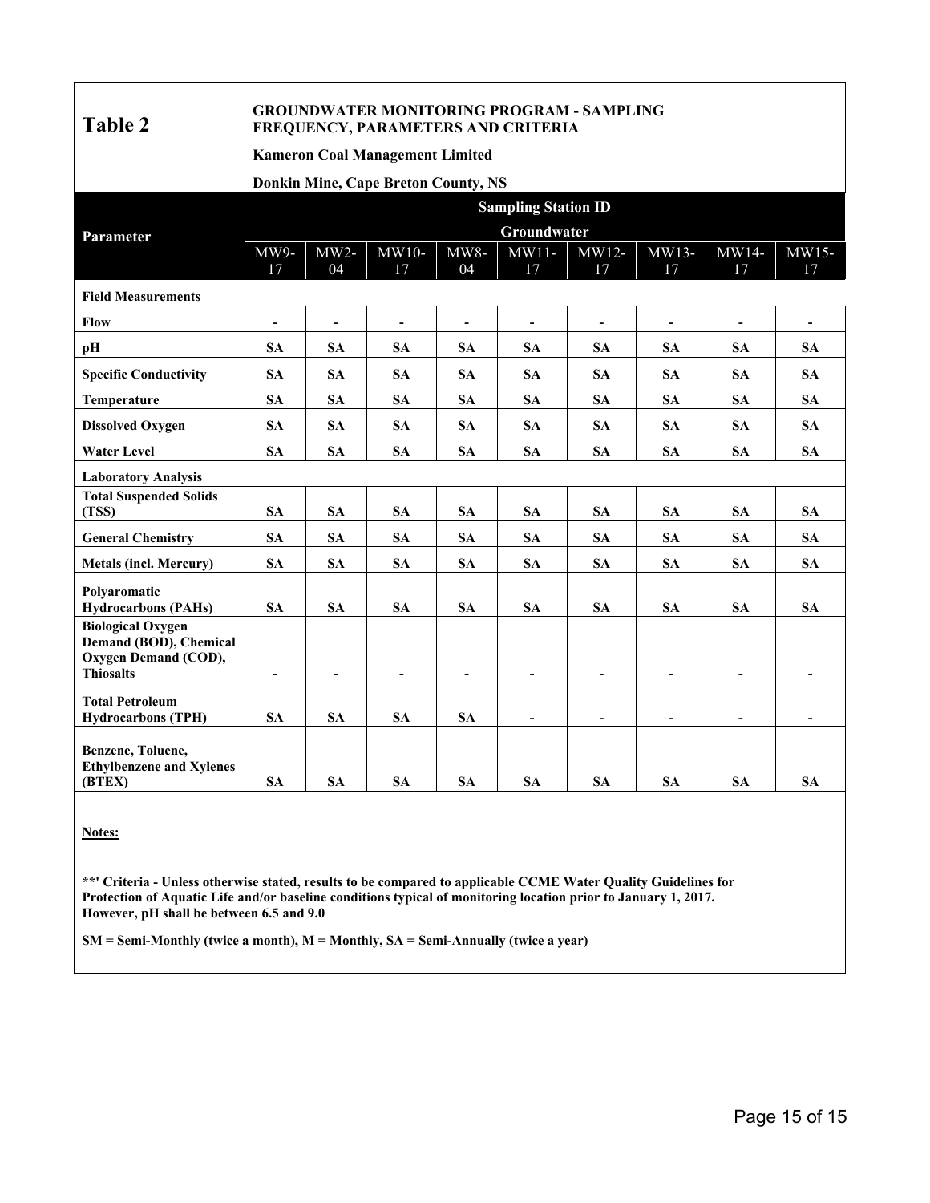**Table 2**

**GROUNDWATER MONITORING PROGRAM - SAMPLING FREQUENCY, PARAMETERS AND CRITERIA**

**Kameron Coal Management Limited**

**Donkin Mine, Cape Breton County, NS**

| Parameter | Sampling Station ID | | | | | | | | |
|---|---|---|---|---|---|---|---|---|---|
| | Groundwater | | | | | | | | |
| | MW9-17 | MW2-04 | MW10-17 | MW8-04 | MW11-17 | MW12-17 | MW13-17 | MW14-17 | MW15-17 |
| **Field Measurements** | | | | | | | | | |
| **Flow** | - | - | - | - | - | - | - | - | - |
| **pH** | SA | SA | SA | SA | SA | SA | SA | SA | SA |
| **Specific Conductivity** | SA | SA | SA | SA | SA | SA | SA | SA | SA |
| **Temperature** | SA | SA | SA | SA | SA | SA | SA | SA | SA |
| **Dissolved Oxygen** | SA | SA | SA | SA | SA | SA | SA | SA | SA |
| **Water Level** | SA | SA | SA | SA | SA | SA | SA | SA | SA |
| **Laboratory Analysis** | | | | | | | | | |
| **Total Suspended Solids (TSS)** | SA | SA | SA | SA | SA | SA | SA | SA | SA |
| **General Chemistry** | SA | SA | SA | SA | SA | SA | SA | SA | SA |
| **Metals (incl. Mercury)** | SA | SA | SA | SA | SA | SA | SA | SA | SA |
| **Polyaromatic Hydrocarbons (PAHs)** | SA | SA | SA | SA | SA | SA | SA | SA | SA |
| **Biological Oxygen Demand (BOD), Chemical Oxygen Demand (COD), Thiosalts** | - | - | - | - | - | - | - | - | - |
| **Total Petroleum Hydrocarbons (TPH)** | SA | SA | SA | SA | - | - | - | - | - |
| **Benzene, Toluene, Ethylbenzene and Xylenes (BTEX)** | SA | SA | SA | SA | SA | SA | SA | SA | SA |

**Notes:**

**\*\*' Criteria - Unless otherwise stated, results to be compared to applicable CCME Water Quality Guidelines for Protection of Aquatic Life and/or baseline conditions typical of monitoring location prior to January 1, 2017. However, pH shall be between 6.5 and 9.0**

**SM = Semi-Monthly (twice a month), M = Monthly, SA = Semi-Annually (twice a year)**